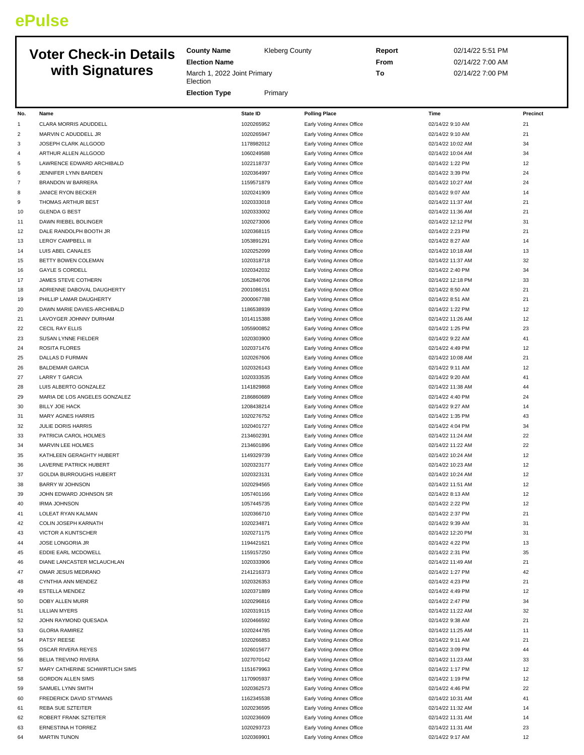**ePulse**

# Voter Check-in Details with Signatures

**County Name** Kleberg County
**Election Name** March 1, 2022 Joint Primary Election
**Election Type** Primary

**Report** 02/14/22 5:51 PM
**From** 02/14/22 7:00 AM
**To** 02/14/22 7:00 PM

| No. | Name | State ID | Polling Place | Time | Precinct |
|---|---|---|---|---|---|
| 1 | CLARA MORRIS ADUDDELL | 1020265952 | Early Voting Annex Office | 02/14/22 9:10 AM | 21 |
| 2 | MARVIN C ADUDDELL JR | 1020265947 | Early Voting Annex Office | 02/14/22 9:10 AM | 21 |
| 3 | JOSEPH CLARK ALLGOOD | 1178982012 | Early Voting Annex Office | 02/14/22 10:02 AM | 34 |
| 4 | ARTHUR ALLEN ALLGOOD | 1060249588 | Early Voting Annex Office | 02/14/22 10:04 AM | 34 |
| 5 | LAWRENCE EDWARD ARCHIBALD | 1022118737 | Early Voting Annex Office | 02/14/22 1:22 PM | 12 |
| 6 | JENNIFER LYNN BARDEN | 1020364997 | Early Voting Annex Office | 02/14/22 3:39 PM | 24 |
| 7 | BRANDON W BARRERA | 1159571879 | Early Voting Annex Office | 02/14/22 10:27 AM | 24 |
| 8 | JANICE RYON BECKER | 1020241909 | Early Voting Annex Office | 02/14/22 9:07 AM | 14 |
| 9 | THOMAS ARTHUR BEST | 1020333018 | Early Voting Annex Office | 02/14/22 11:37 AM | 21 |
| 10 | GLENDA G BEST | 1020333002 | Early Voting Annex Office | 02/14/22 11:36 AM | 21 |
| 11 | DAWN RIEBEL BOLINGER | 1020273006 | Early Voting Annex Office | 02/14/22 12:12 PM | 31 |
| 12 | DALE RANDOLPH BOOTH JR | 1020368115 | Early Voting Annex Office | 02/14/22 2:23 PM | 21 |
| 13 | LEROY CAMPBELL III | 1053891291 | Early Voting Annex Office | 02/14/22 8:27 AM | 14 |
| 14 | LUIS ABEL CANALES | 1020252099 | Early Voting Annex Office | 02/14/22 10:18 AM | 13 |
| 15 | BETTY BOWEN COLEMAN | 1020318718 | Early Voting Annex Office | 02/14/22 11:37 AM | 32 |
| 16 | GAYLE S CORDELL | 1020342032 | Early Voting Annex Office | 02/14/22 2:40 PM | 34 |
| 17 | JAMES STEVE COTHERN | 1052840706 | Early Voting Annex Office | 02/14/22 12:18 PM | 33 |
| 18 | ADRIENNE DABOVAL DAUGHERTY | 2001086151 | Early Voting Annex Office | 02/14/22 8:50 AM | 21 |
| 19 | PHILLIP LAMAR DAUGHERTY | 2000067788 | Early Voting Annex Office | 02/14/22 8:51 AM | 21 |
| 20 | DAWN MARIE DAVIES-ARCHIBALD | 1186538939 | Early Voting Annex Office | 02/14/22 1:22 PM | 12 |
| 21 | LAVOYGER JOHNNY DURHAM | 1014115388 | Early Voting Annex Office | 02/14/22 11:26 AM | 12 |
| 22 | CECIL RAY ELLIS | 1055900852 | Early Voting Annex Office | 02/14/22 1:25 PM | 23 |
| 23 | SUSAN LYNNE FIELDER | 1020303900 | Early Voting Annex Office | 02/14/22 9:22 AM | 41 |
| 24 | ROSITA FLORES | 1020371476 | Early Voting Annex Office | 02/14/22 4:49 PM | 12 |
| 25 | DALLAS D FURMAN | 1020267606 | Early Voting Annex Office | 02/14/22 10:08 AM | 21 |
| 26 | BALDEMAR GARCIA | 1020326143 | Early Voting Annex Office | 02/14/22 9:11 AM | 12 |
| 27 | LARRY T GARCIA | 1020333535 | Early Voting Annex Office | 02/14/22 9:20 AM | 41 |
| 28 | LUIS ALBERTO GONZALEZ | 1141829868 | Early Voting Annex Office | 02/14/22 11:38 AM | 44 |
| 29 | MARIA DE LOS ANGELES GONZALEZ | 2186860689 | Early Voting Annex Office | 02/14/22 4:40 PM | 24 |
| 30 | BILLY JOE HACK | 1208438214 | Early Voting Annex Office | 02/14/22 9:27 AM | 14 |
| 31 | MARY AGNES HARRIS | 1020276752 | Early Voting Annex Office | 02/14/22 1:35 PM | 43 |
| 32 | JULIE DORIS HARRIS | 1020401727 | Early Voting Annex Office | 02/14/22 4:04 PM | 34 |
| 33 | PATRICIA CAROL HOLMES | 2134602391 | Early Voting Annex Office | 02/14/22 11:24 AM | 22 |
| 34 | MARVIN LEE HOLMES | 2134601896 | Early Voting Annex Office | 02/14/22 11:22 AM | 22 |
| 35 | KATHLEEN GERAGHTY HUBERT | 1149329739 | Early Voting Annex Office | 02/14/22 10:24 AM | 12 |
| 36 | LAVERNE PATRICK HUBERT | 1020323177 | Early Voting Annex Office | 02/14/22 10:23 AM | 12 |
| 37 | GOLDIA BURROUGHS HUBERT | 1020323131 | Early Voting Annex Office | 02/14/22 10:24 AM | 12 |
| 38 | BARRY W JOHNSON | 1020294565 | Early Voting Annex Office | 02/14/22 11:51 AM | 12 |
| 39 | JOHN EDWARD JOHNSON SR | 1057401166 | Early Voting Annex Office | 02/14/22 8:13 AM | 12 |
| 40 | IRMA JOHNSON | 1057445735 | Early Voting Annex Office | 02/14/22 2:22 PM | 12 |
| 41 | LOLEAT RYAN KALMAN | 1020366710 | Early Voting Annex Office | 02/14/22 2:37 PM | 21 |
| 42 | COLIN JOSEPH KARNATH | 1020234871 | Early Voting Annex Office | 02/14/22 9:39 AM | 31 |
| 43 | VICTOR A KUNTSCHER | 1020271175 | Early Voting Annex Office | 02/14/22 12:20 PM | 31 |
| 44 | JOSE LONGORIA JR | 1194421621 | Early Voting Annex Office | 02/14/22 4:22 PM | 13 |
| 45 | EDDIE EARL MCDOWELL | 1159157250 | Early Voting Annex Office | 02/14/22 2:31 PM | 35 |
| 46 | DIANE LANCASTER MCLAUCHLAN | 1020333906 | Early Voting Annex Office | 02/14/22 11:49 AM | 21 |
| 47 | OMAR JESUS MEDRANO | 2141216373 | Early Voting Annex Office | 02/14/22 1:27 PM | 42 |
| 48 | CYNTHIA ANN MENDEZ | 1020326353 | Early Voting Annex Office | 02/14/22 4:23 PM | 21 |
| 49 | ESTELLA MENDEZ | 1020371889 | Early Voting Annex Office | 02/14/22 4:49 PM | 12 |
| 50 | DOBY ALLEN MURR | 1020296816 | Early Voting Annex Office | 02/14/22 2:47 PM | 34 |
| 51 | LILLIAN MYERS | 1020319115 | Early Voting Annex Office | 02/14/22 11:22 AM | 32 |
| 52 | JOHN RAYMOND QUESADA | 1020466592 | Early Voting Annex Office | 02/14/22 9:38 AM | 21 |
| 53 | GLORIA RAMIREZ | 1020244785 | Early Voting Annex Office | 02/14/22 11:25 AM | 11 |
| 54 | PATSY REESE | 1020266853 | Early Voting Annex Office | 02/14/22 9:11 AM | 21 |
| 55 | OSCAR RIVERA REYES | 1026015677 | Early Voting Annex Office | 02/14/22 3:09 PM | 44 |
| 56 | BELIA TREVINO RIVERA | 1027070142 | Early Voting Annex Office | 02/14/22 11:23 AM | 33 |
| 57 | MARY CATHERINE SCHWIRTLICH SIMS | 1151679963 | Early Voting Annex Office | 02/14/22 1:17 PM | 12 |
| 58 | GORDON ALLEN SIMS | 1170905937 | Early Voting Annex Office | 02/14/22 1:19 PM | 12 |
| 59 | SAMUEL LYNN SMITH | 1020362573 | Early Voting Annex Office | 02/14/22 4:46 PM | 22 |
| 60 | FREDERICK DAVID STYMANS | 1162345538 | Early Voting Annex Office | 02/14/22 10:31 AM | 41 |
| 61 | REBA SUE SZTEITER | 1020236595 | Early Voting Annex Office | 02/14/22 11:32 AM | 14 |
| 62 | ROBERT FRANK SZTEITER | 1020236609 | Early Voting Annex Office | 02/14/22 11:31 AM | 14 |
| 63 | ERNESTINA H TORREZ | 1020293723 | Early Voting Annex Office | 02/14/22 11:31 AM | 23 |
| 64 | MARTIN TUNON | 1020369901 | Early Voting Annex Office | 02/14/22 9:17 AM | 12 |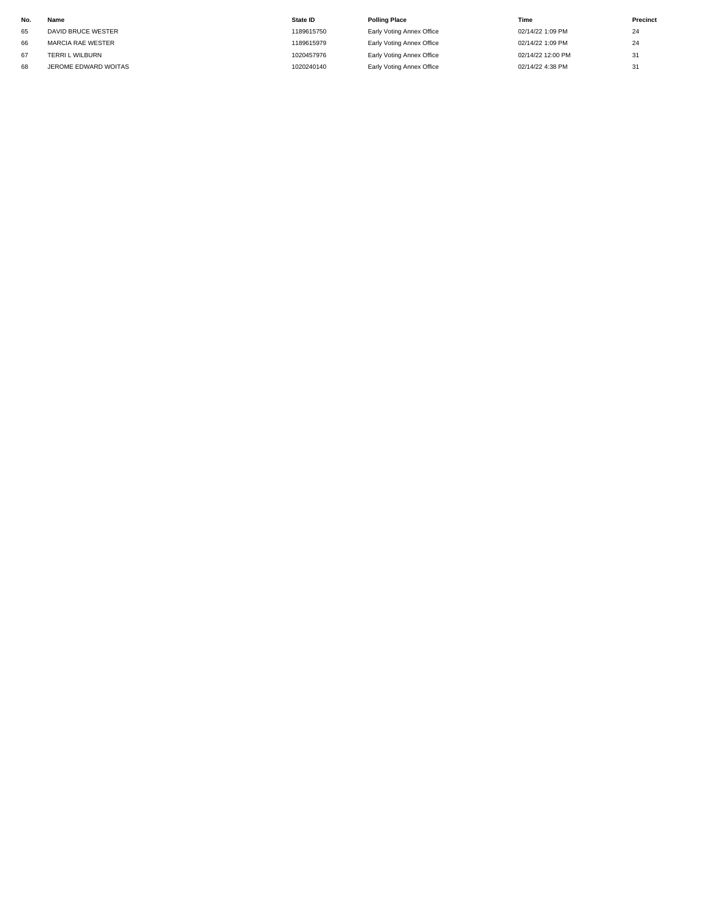| No. | Name | State ID | Polling Place | Time | Precinct |
|---|---|---|---|---|---|
| 65 | DAVID BRUCE WESTER | 1189615750 | Early Voting Annex Office | 02/14/22 1:09 PM | 24 |
| 66 | MARCIA RAE WESTER | 1189615979 | Early Voting Annex Office | 02/14/22 1:09 PM | 24 |
| 67 | TERRI L WILBURN | 1020457976 | Early Voting Annex Office | 02/14/22 12:00 PM | 31 |
| 68 | JEROME EDWARD WOITAS | 1020240140 | Early Voting Annex Office | 02/14/22 4:38 PM | 31 |